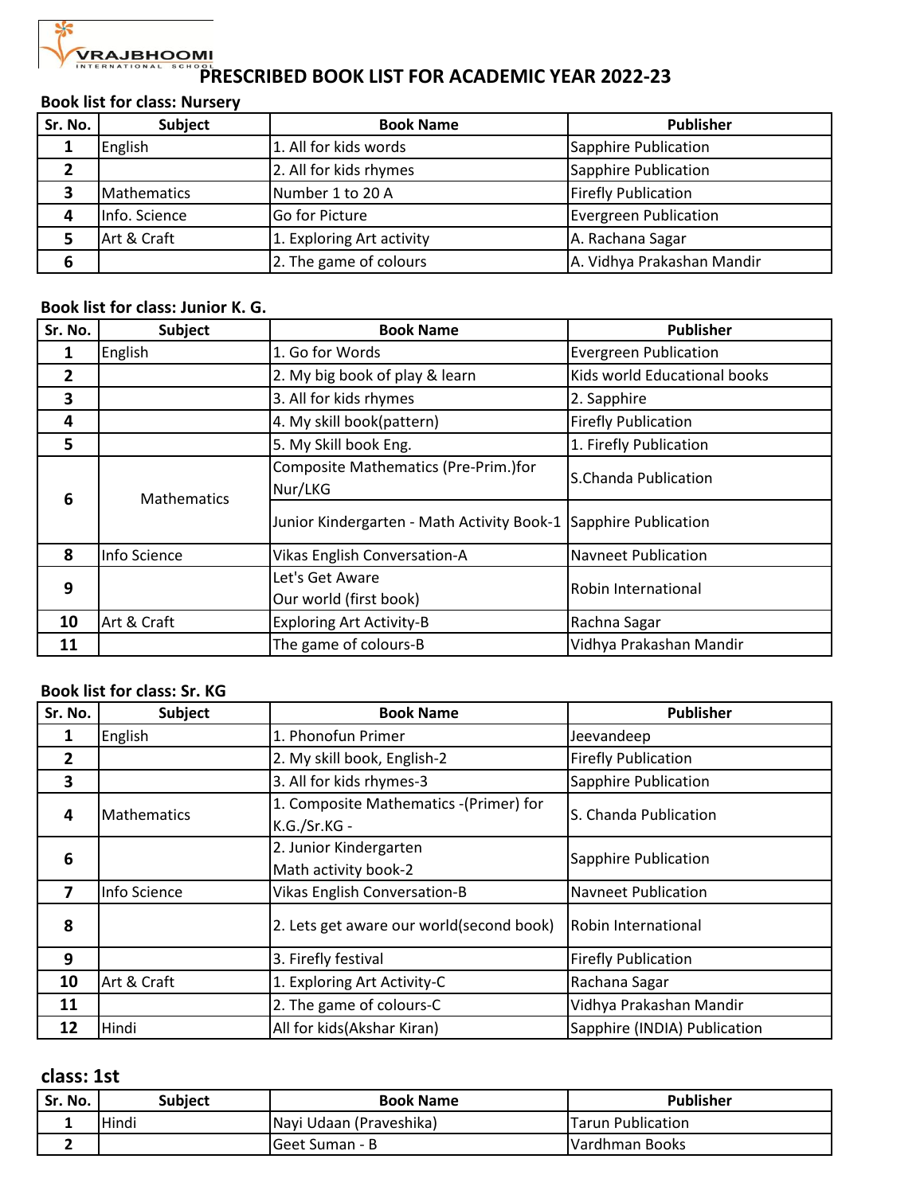VRAJBHOOMI INTERNATIONAL SCHOOL

# PRESCRIBED BOOK LIST FOR ACADEMIC YEAR 2022-23

## Book list for class: Nursery

| Sr. No. | Subject | Book Name | Publisher |
|---|---|---|---|
| 1 | English | 1. All for kids words | Sapphire Publication |
| 2 | | 2. All for kids rhymes | Sapphire Publication |
| 3 | Mathematics | Number 1 to 20 A | Firefly Publication |
| 4 | Info. Science | Go for Picture | Evergreen Publication |
| 5 | Art & Craft | 1. Exploring Art activity | A. Rachana Sagar |
| 6 | | 2. The game of colours | A. Vidhya Prakashan Mandir |

## Book list for class: Junior K. G.

| Sr. No. | Subject | Book Name | Publisher |
|---|---|---|---|
| 1 | English | 1. Go for Words | Evergreen Publication |
| 2 | | 2. My big book of play & learn | Kids world Educational books |
| 3 | | 3. All for kids rhymes | 2. Sapphire |
| 4 | | 4. My skill book(pattern) | Firefly Publication |
| 5 | | 5. My Skill book Eng. | 1. Firefly Publication |
| 6 | Mathematics | Composite Mathematics (Pre-Prim.)for Nur/LKG | S.Chanda Publication |
| | | Junior Kindergarten - Math Activity Book-1 | Sapphire Publication |
| 8 | Info Science | Vikas English Conversation-A | Navneet Publication |
| 9 | | Let's Get Aware Our world (first book) | Robin International |
| 10 | Art & Craft | Exploring Art Activity-B | Rachna Sagar |
| 11 | | The game of colours-B | Vidhya Prakashan Mandir |

## Book list for class: Sr. KG

| Sr. No. | Subject | Book Name | Publisher |
|---|---|---|---|
| 1 | English | 1. Phonofun Primer | Jeevandeep |
| 2 | | 2. My skill book, English-2 | Firefly Publication |
| 3 | | 3. All for kids rhymes-3 | Sapphire Publication |
| 4 | Mathematics | 1. Composite Mathematics -(Primer) for K.G./Sr.KG - | S. Chanda Publication |
| 6 | | 2. Junior Kindergarten Math activity book-2 | Sapphire Publication |
| 7 | Info Science | Vikas English Conversation-B | Navneet Publication |
| 8 | | 2. Lets get aware our world(second book) | Robin International |
| 9 | | 3. Firefly festival | Firefly Publication |
| 10 | Art & Craft | 1. Exploring Art Activity-C | Rachana Sagar |
| 11 | | 2. The game of colours-C | Vidhya Prakashan Mandir |
| 12 | Hindi | All for kids(Akshar Kiran) | Sapphire (INDIA) Publication |

## class: 1st

| Sr. No. | Subject | Book Name | Publisher |
|---|---|---|---|
| 1 | Hindi | Nayi Udaan (Praveshika) | Tarun Publication |
| 2 | | Geet Suman - B | Vardhman Books |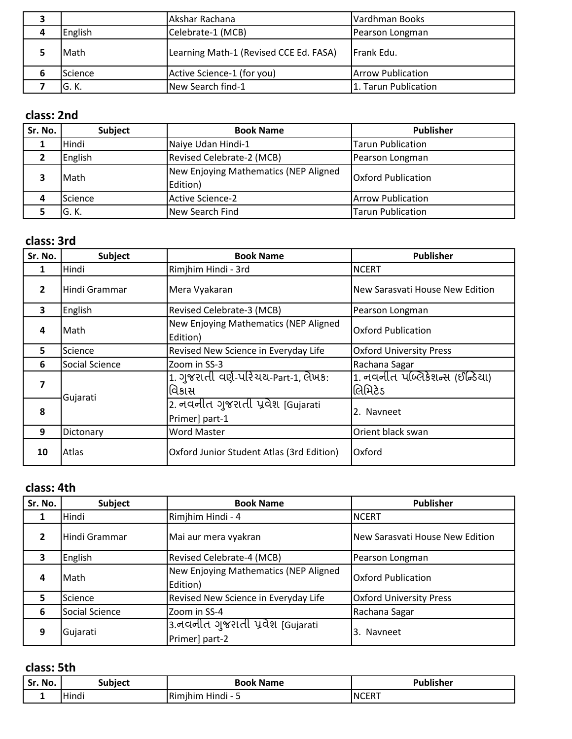| 3 | | Akshar Rachana | Vardhman Books |
|---|---|---|---|
| 4 | English | Celebrate-1 (MCB) | Pearson Longman |
| 5 | Math | Learning Math-1 (Revised CCE Ed. FASA) | Frank Edu. |
| 6 | Science | Active Science-1 (for you) | Arrow Publication |
| 7 | G. K. | New Search find-1 | 1. Tarun Publication |

## class: 2nd

| Sr. No. | Subject | Book Name | Publisher |
|---|---|---|---|
| 1 | Hindi | Naiye Udan Hindi-1 | Tarun Publication |
| 2 | English | Revised Celebrate-2 (MCB) | Pearson Longman |
| 3 | Math | New Enjoying Mathematics (NEP Aligned Edition) | Oxford Publication |
| 4 | Science | Active Science-2 | Arrow Publication |
| 5 | G. K. | New Search Find | Tarun Publication |

## class: 3rd

| Sr. No. | Subject | Book Name | Publisher |
|---|---|---|---|
| 1 | Hindi | Rimjhim Hindi - 3rd | NCERT |
| 2 | Hindi Grammar | Mera Vyakaran | New Sarasvati House New Edition |
| 3 | English | Revised Celebrate-3 (MCB) | Pearson Longman |
| 4 | Math | New Enjoying Mathematics (NEP Aligned Edition) | Oxford Publication |
| 5 | Science | Revised New Science in Everyday Life | Oxford University Press |
| 6 | Social Science | Zoom in SS-3 | Rachana Sagar |
| 7 | Gujarati | 1. ગુજરાતી વર્ણ-પરિચય-Part-1, લેખક: વિકાસ | 1. નવનીત પબ્લિકેશન્સ (ઈન્ડિયા) લિમિટેડ |
| 8 | | 2. નવનીત ગુજરાતી પ્રવેશ [Gujarati Primer] part-1 | 2. Navneet |
| 9 | Dictonary | Word Master | Orient black swan |
| 10 | Atlas | Oxford Junior Student Atlas (3rd Edition) | Oxford |

## class: 4th

| Sr. No. | Subject | Book Name | Publisher |
|---|---|---|---|
| 1 | Hindi | Rimjhim Hindi - 4 | NCERT |
| 2 | Hindi Grammar | Mai aur mera vyakran | New Sarasvati House New Edition |
| 3 | English | Revised Celebrate-4 (MCB) | Pearson Longman |
| 4 | Math | New Enjoying Mathematics (NEP Aligned Edition) | Oxford Publication |
| 5 | Science | Revised New Science in Everyday Life | Oxford University Press |
| 6 | Social Science | Zoom in SS-4 | Rachana Sagar |
| 9 | Gujarati | 3.નવનીત ગુજરાતી પ્રવેશ [Gujarati Primer] part-2 | 3. Navneet |

## class: 5th

| Sr. No. | Subject | Book Name | Publisher |
|---|---|---|---|
| 1 | Hindi | Rimjhim Hindi - 5 | NCERT |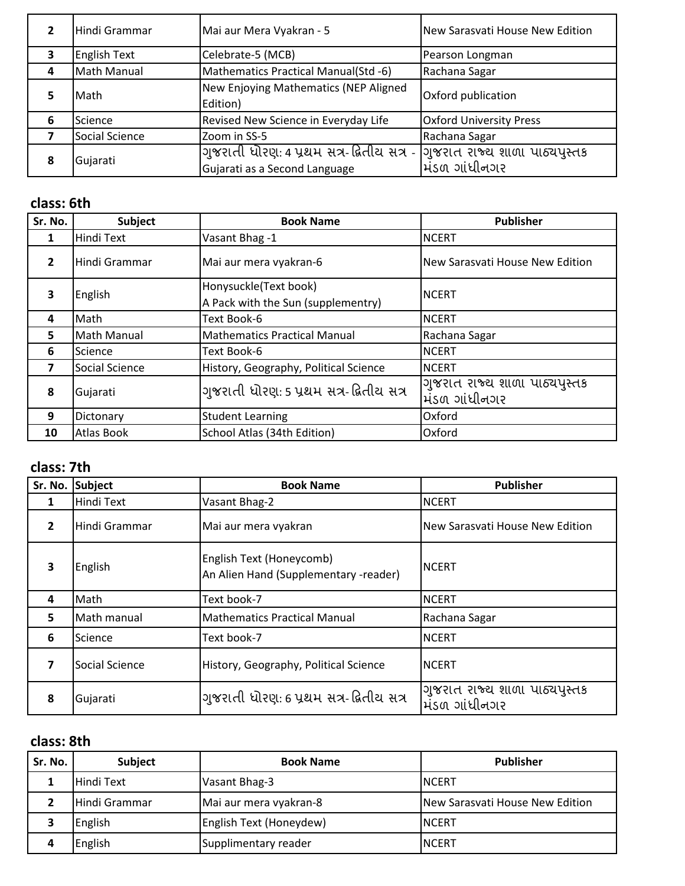| 2 | Hindi Grammar | Mai aur Mera Vyakran - 5 | New Sarasvati House New Edition |
|---|---|---|---|
| 3 | English Text | Celebrate-5 (MCB) | Pearson Longman |
| 4 | Math Manual | Mathematics Practical Manual(Std -6) | Rachana Sagar |
| 5 | Math | New Enjoying Mathematics (NEP Aligned Edition) | Oxford publication |
| 6 | Science | Revised New Science in Everyday Life | Oxford University Press |
| 7 | Social Science | Zoom in SS-5 | Rachana Sagar |
| 8 | Gujarati | ગુજરાતી ધોરણ: 4 પ્રથમ સત્ર- દ્વિતીય સત્ર - Gujarati as a Second Language | ગુજરાત રાજ્ય શાળા પાઠ્યપુસ્તક મંડળ ગાંધીનગર |

## class: 6th

| Sr. No. | Subject | Book Name | Publisher |
|---|---|---|---|
| 1 | Hindi Text | Vasant Bhag -1 | NCERT |
| 2 | Hindi Grammar | Mai aur mera vyakran-6 | New Sarasvati House New Edition |
| 3 | English | Honysuckle(Text book)<br>A Pack with the Sun (supplementry) | NCERT |
| 4 | Math | Text Book-6 | NCERT |
| 5 | Math Manual | Mathematics Practical Manual | Rachana Sagar |
| 6 | Science | Text Book-6 | NCERT |
| 7 | Social Science | History, Geography, Political Science | NCERT |
| 8 | Gujarati | ગુજરાતી ધોરણ: 5 પ્રથમ સત્ર- દ્વિતીય સત્ર | ગુજરાત રાજ્ય શાળા પાઠ્યપુસ્તક મંડળ ગાંધીનગર |
| 9 | Dictonary | Student Learning | Oxford |
| 10 | Atlas Book | School Atlas (34th Edition) | Oxford |

## class: 7th

| Sr. No. | Subject | Book Name | Publisher |
|---|---|---|---|
| 1 | Hindi Text | Vasant Bhag-2 | NCERT |
| 2 | Hindi Grammar | Mai aur mera vyakran | New Sarasvati House New Edition |
| 3 | English | English Text (Honeycomb)<br>An Alien Hand (Supplementary -reader) | NCERT |
| 4 | Math | Text book-7 | NCERT |
| 5 | Math manual | Mathematics Practical Manual | Rachana Sagar |
| 6 | Science | Text book-7 | NCERT |
| 7 | Social Science | History, Geography, Political Science | NCERT |
| 8 | Gujarati | ગુજરાતી ધોરણ: 6 પ્રથમ સત્ર- દ્વિતીય સત્ર | ગુજરાત રાજ્ય શાળા પાઠ્યપુસ્તક મંડળ ગાંધીનગર |

## class: 8th

| Sr. No. | Subject | Book Name | Publisher |
|---|---|---|---|
| 1 | Hindi Text | Vasant Bhag-3 | NCERT |
| 2 | Hindi Grammar | Mai aur mera vyakran-8 | New Sarasvati House New Edition |
| 3 | English | English Text (Honeydew) | NCERT |
| 4 | English | Supplimentary reader | NCERT |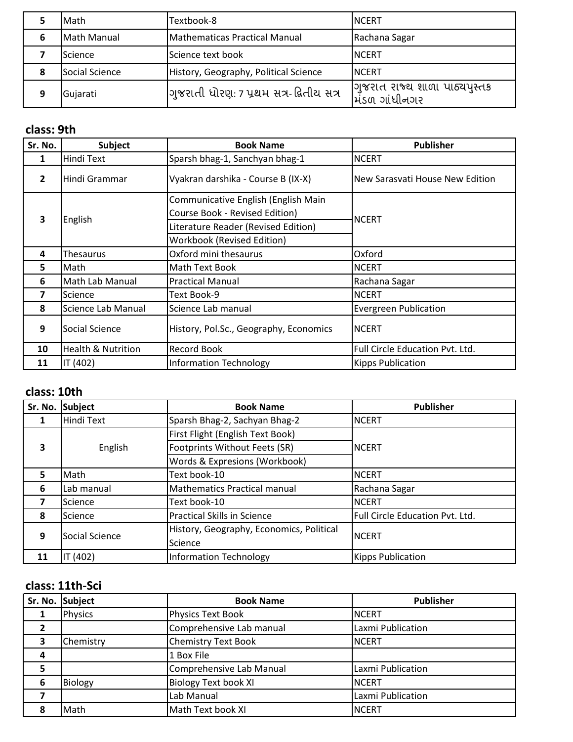| 5 | Math | Textbook-8 | NCERT |
|---|---|---|---|
| 6 | Math Manual | Mathematicas Practical Manual | Rachana Sagar |
| 7 | Science | Science text book | NCERT |
| 8 | Social Science | History, Geography, Political Science | NCERT |
| 9 | Gujarati | ગુજરાતી ધોરણ: 7 પ્રથમ સત્ર- દ્વિતીય સત્ર | ગુજરાત રાજ્ય શાળા પાઠ્યપુસ્તક મંડળ ગાંધીનગર |

## class: 9th

| Sr. No. | Subject | Book Name | Publisher |
|---|---|---|---|
| 1 | Hindi Text | Sparsh bhag-1, Sanchyan bhag-1 | NCERT |
| 2 | Hindi Grammar | Vyakran darshika - Course B (IX-X) | New Sarasvati House New Edition |
| 3 | English | Communicative English (English Main Course Book - Revised Edition) | NCERT |
| | | Literature Reader (Revised Edition) | |
| | | Workbook (Revised Edition) | |
| 4 | Thesaurus | Oxford mini thesaurus | Oxford |
| 5 | Math | Math Text Book | NCERT |
| 6 | Math Lab Manual | Practical Manual | Rachana Sagar |
| 7 | Science | Text Book-9 | NCERT |
| 8 | Science Lab Manual | Science Lab manual | Evergreen Publication |
| 9 | Social Science | History, Pol.Sc., Geography, Economics | NCERT |
| 10 | Health & Nutrition | Record Book | Full Circle Education Pvt. Ltd. |
| 11 | IT (402) | Information Technology | Kipps Publication |

## class: 10th

| Sr. No. | Subject | Book Name | Publisher |
|---|---|---|---|
| 1 | Hindi Text | Sparsh Bhag-2, Sachyan Bhag-2 | NCERT |
| 3 | English | First Flight (English Text Book) | NCERT |
| | | Footprints Without Feets (SR) | |
| | | Words & Expresions (Workbook) | |
| 5 | Math | Text book-10 | NCERT |
| 6 | Lab manual | Mathematics Practical manual | Rachana Sagar |
| 7 | Science | Text book-10 | NCERT |
| 8 | Science | Practical Skills in Science | Full Circle Education Pvt. Ltd. |
| 9 | Social Science | History, Geography, Economics, Political Science | NCERT |
| 11 | IT (402) | Information Technology | Kipps Publication |

## class: 11th-Sci

| Sr. No. | Subject | Book Name | Publisher |
|---|---|---|---|
| 1 | Physics | Physics Text Book | NCERT |
| 2 | | Comprehensive Lab manual | Laxmi Publication |
| 3 | Chemistry | Chemistry Text Book | NCERT |
| 4 | | 1 Box File | |
| 5 | | Comprehensive Lab Manual | Laxmi Publication |
| 6 | Biology | Biology Text book XI | NCERT |
| 7 | | Lab Manual | Laxmi Publication |
| 8 | Math | Math Text book XI | NCERT |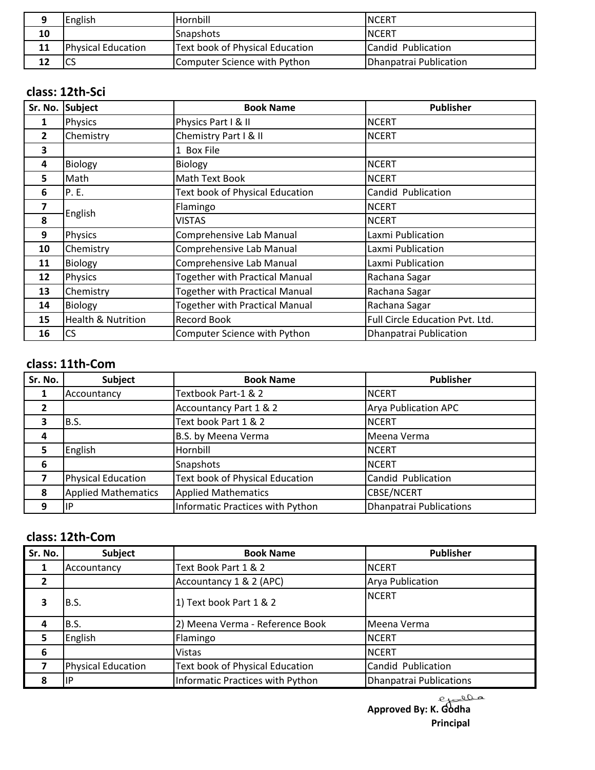| | | | |
|---|---|---|---|
| 9 | English | Hornbill | NCERT |
| 10 | | Snapshots | NCERT |
| 11 | Physical Education | Text book of Physical Education | Candid Publication |
| 12 | CS | Computer Science with Python | Dhanpatrai Publication |

**class: 12th-Sci**

| Sr. No. | Subject | Book Name | Publisher |
|---|---|---|---|
| 1 | Physics | Physics Part I & II | NCERT |
| 2 | Chemistry | Chemistry Part I & II | NCERT |
| 3 | | 1 Box File | |
| 4 | Biology | Biology | NCERT |
| 5 | Math | Math Text Book | NCERT |
| 6 | P. E. | Text book of Physical Education | Candid Publication |
| 7 | English | Flamingo | NCERT |
| 8 | | VISTAS | NCERT |
| 9 | Physics | Comprehensive Lab Manual | Laxmi Publication |
| 10 | Chemistry | Comprehensive Lab Manual | Laxmi Publication |
| 11 | Biology | Comprehensive Lab Manual | Laxmi Publication |
| 12 | Physics | Together with Practical Manual | Rachana Sagar |
| 13 | Chemistry | Together with Practical Manual | Rachana Sagar |
| 14 | Biology | Together with Practical Manual | Rachana Sagar |
| 15 | Health & Nutrition | Record Book | Full Circle Education Pvt. Ltd. |
| 16 | CS | Computer Science with Python | Dhanpatrai Publication |

**class: 11th-Com**

| Sr. No. | Subject | Book Name | Publisher |
|---|---|---|---|
| 1 | Accountancy | Textbook Part-1 & 2 | NCERT |
| 2 | | Accountancy Part 1 & 2 | Arya Publication APC |
| 3 | B.S. | Text book Part 1 & 2 | NCERT |
| 4 | | B.S. by Meena Verma | Meena Verma |
| 5 | English | Hornbill | NCERT |
| 6 | | Snapshots | NCERT |
| 7 | Physical Education | Text book of Physical Education | Candid Publication |
| 8 | Applied Mathematics | Applied Mathematics | CBSE/NCERT |
| 9 | IP | Informatic Practices with Python | Dhanpatrai Publications |

**class: 12th-Com**

| Sr. No. | Subject | Book Name | Publisher |
|---|---|---|---|
| 1 | Accountancy | Text Book Part 1 & 2 | NCERT |
| 2 | | Accountancy 1 & 2 (APC) | Arya Publication |
| 3 | B.S. | 1) Text book Part 1 & 2 | NCERT |
| 4 | B.S. | 2) Meena Verma - Reference Book | Meena Verma |
| 5 | English | Flamingo | NCERT |
| 6 | | Vistas | NCERT |
| 7 | Physical Education | Text book of Physical Education | Candid Publication |
| 8 | IP | Informatic Practices with Python | Dhanpatrai Publications |

**Approved By: K. Godha**
**Principal**